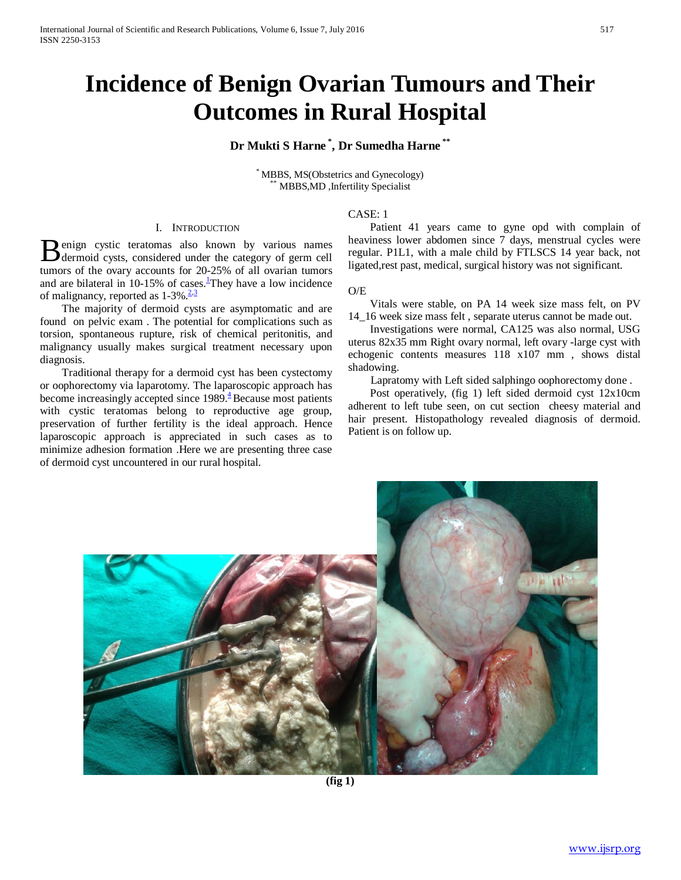# Incidence of Benign Ovarian Tumours and Their Outcomes in Rural Hospital

**Dr Mukti S Harne [*], Dr Sumedha Harne [**]**

[*] MBBS, MS(Obstetrics and Gynecology)
[**] MBBS,MD ,Infertility Specialist

## I. Introduction

Benign cystic teratomas also known by various names dermoid cysts, considered under the category of germ cell tumors of the ovary accounts for 20-25% of all ovarian tumors and are bilateral in 10-15% of cases.[1] They have a low incidence of malignancy, reported as 1-3%.[2,3]

The majority of dermoid cysts are asymptomatic and are found on pelvic exam . The potential for complications such as torsion, spontaneous rupture, risk of chemical peritonitis, and malignancy usually makes surgical treatment necessary upon diagnosis.

Traditional therapy for a dermoid cyst has been cystectomy or oophorectomy via laparotomy. The laparoscopic approach has become increasingly accepted since 1989.[4] Because most patients with cystic teratomas belong to reproductive age group, preservation of further fertility is the ideal approach. Hence laparoscopic approach is appreciated in such cases as to minimize adhesion formation .Here we are presenting three case of dermoid cyst uncountered in our rural hospital.

CASE: 1

Patient 41 years came to gyne opd with complain of heaviness lower abdomen since 7 days, menstrual cycles were regular. P1L1, with a male child by FTLSCS 14 year back, not ligated,rest past, medical, surgical history was not significant.

O/E

Vitals were stable, on PA 14 week size mass felt, on PV 14_16 week size mass felt , separate uterus cannot be made out.

Investigations were normal, CA125 was also normal, USG uterus 82x35 mm Right ovary normal, left ovary -large cyst with echogenic contents measures 118 x107 mm , shows distal shadowing.

Lapratomy with Left sided salphingo oophorectomy done .

Post operatively, (fig 1) left sided dermoid cyst 12x10cm adherent to left tube seen, on cut section cheesy material and hair present. Histopathology revealed diagnosis of dermoid. Patient is on follow up.

**(fig 1)**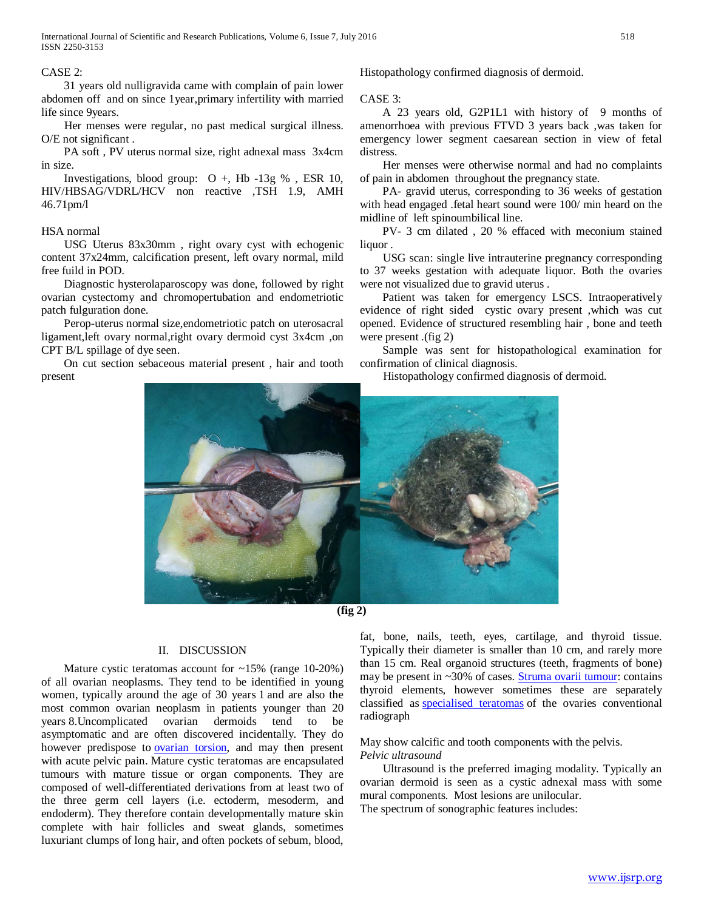CASE 2:

31 years old nulligravida came with complain of pain lower abdomen off and on since 1year,primary infertility with married life since 9years.

Her menses were regular, no past medical surgical illness. O/E not significant .

PA soft , PV uterus normal size, right adnexal mass 3x4cm in size.

Investigations, blood group: O +, Hb -13g % , ESR 10, HIV/HBSAG/VDRL/HCV non reactive ,TSH 1.9, AMH 46.71pm/l

HSA normal

USG Uterus 83x30mm , right ovary cyst with echogenic content 37x24mm, calcification present, left ovary normal, mild free fuild in POD.

Diagnostic hysterolaparoscopy was done, followed by right ovarian cystectomy and chromopertubation and endometriotic patch fulguration done.

Perop-uterus normal size,endometriotic patch on uterosacral ligament,left ovary normal,right ovary dermoid cyst 3x4cm ,on CPT B/L spillage of dye seen.

On cut section sebaceous material present , hair and tooth present

Histopathology confirmed diagnosis of dermoid.

CASE 3:

A 23 years old, G2P1L1 with history of 9 months of amenorrhoea with previous FTVD 3 years back ,was taken for emergency lower segment caesarean section in view of fetal distress.

Her menses were otherwise normal and had no complaints of pain in abdomen throughout the pregnancy state.

PA- gravid uterus, corresponding to 36 weeks of gestation with head engaged .fetal heart sound were 100/ min heard on the midline of left spinoumbilical line.

PV- 3 cm dilated , 20 % effaced with meconium stained liquor .

USG scan: single live intrauterine pregnancy corresponding to 37 weeks gestation with adequate liquor. Both the ovaries were not visualized due to gravid uterus .

Patient was taken for emergency LSCS. Intraoperatively evidence of right sided cystic ovary present ,which was cut opened. Evidence of structured resembling hair , bone and teeth were present .(fig 2)

Sample was sent for histopathological examination for confirmation of clinical diagnosis.

Histopathology confirmed diagnosis of dermoid.

**(fig 2)**

## II. DISCUSSION

Mature cystic teratomas account for ~15% (range 10-20%) of all ovarian neoplasms. They tend to be identified in young women, typically around the age of 30 years 1 and are also the most common ovarian neoplasm in patients younger than 20 years 8.Uncomplicated ovarian dermoids tend to be asymptomatic and are often discovered incidentally. They do however predispose to ovarian torsion, and may then present with acute pelvic pain. Mature cystic teratomas are encapsulated tumours with mature tissue or organ components. They are composed of well-differentiated derivations from at least two of the three germ cell layers (i.e. ectoderm, mesoderm, and endoderm). They therefore contain developmentally mature skin complete with hair follicles and sweat glands, sometimes luxuriant clumps of long hair, and often pockets of sebum, blood, fat, bone, nails, teeth, eyes, cartilage, and thyroid tissue. Typically their diameter is smaller than 10 cm, and rarely more than 15 cm. Real organoid structures (teeth, fragments of bone) may be present in ~30% of cases. Struma ovarii tumour: contains thyroid elements, however sometimes these are separately classified as specialised teratomas of the ovaries conventional radiograph

May show calcific and tooth components with the pelvis.

*Pelvic ultrasound*

Ultrasound is the preferred imaging modality. Typically an ovarian dermoid is seen as a cystic adnexal mass with some mural components. Most lesions are unilocular.

The spectrum of sonographic features includes: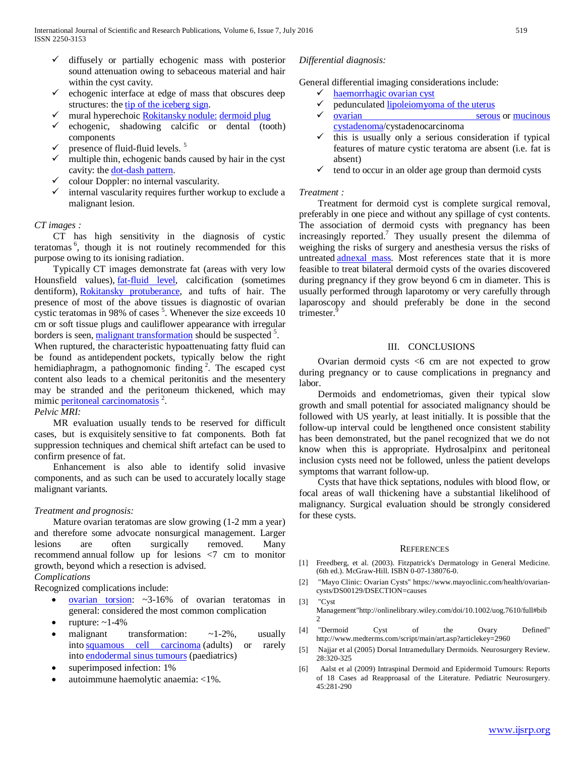- ✓ diffusely or partially echogenic mass with posterior sound attenuation owing to sebaceous material and hair within the cyst cavity.
- ✓ echogenic interface at edge of mass that obscures deep structures: the tip of the iceberg sign.
- ✓ mural hyperechoic Rokitansky nodule: dermoid plug
- ✓ echogenic, shadowing calcific or dental (tooth) components
- ✓ presence of fluid-fluid levels. [5]
- ✓ multiple thin, echogenic bands caused by hair in the cyst cavity: the dot-dash pattern.
- ✓ colour Doppler: no internal vascularity.
- ✓ internal vascularity requires further workup to exclude a malignant lesion.

*CT images :*

CT has high sensitivity in the diagnosis of cystic teratomas [6], though it is not routinely recommended for this purpose owing to its ionising radiation.

Typically CT images demonstrate fat (areas with very low Hounsfield values), fat-fluid level, calcification (sometimes dentiform), Rokitansky protuberance, and tufts of hair. The presence of most of the above tissues is diagnostic of ovarian cystic teratomas in 98% of cases [5]. Whenever the size exceeds 10 cm or soft tissue plugs and cauliflower appearance with irregular borders is seen, malignant transformation should be suspected [5].

When ruptured, the characteristic hypoattenuating fatty fluid can be found as antidependent pockets, typically below the right hemidiaphragm, a pathognomonic finding [2]. The escaped cyst content also leads to a chemical peritonitis and the mesentery may be stranded and the peritoneum thickened, which may mimic peritoneal carcinomatosis [2].

*Pelvic MRI:*

MR evaluation usually tends to be reserved for difficult cases, but is exquisitely sensitive to fat components. Both fat suppression techniques and chemical shift artefact can be used to confirm presence of fat.

Enhancement is also able to identify solid invasive components, and as such can be used to accurately locally stage malignant variants.

*Treatment and prognosis:*

Mature ovarian teratomas are slow growing (1-2 mm a year) and therefore some advocate nonsurgical management. Larger lesions are often surgically removed. Many recommend annual follow up for lesions <7 cm to monitor growth, beyond which a resection is advised.

*Complications*

Recognized complications include:

- ovarian torsion: ~3-16% of ovarian teratomas in general: considered the most common complication
- rupture: ~1-4%
- malignant transformation: ~1-2%, usually into squamous cell carcinoma (adults) or rarely into endodermal sinus tumours (paediatrics)
- superimposed infection: 1%
- autoimmune haemolytic anaemia: <1%.

*Differential diagnosis:*

General differential imaging considerations include:

- ✓ haemorrhagic ovarian cyst
- ✓ pedunculated lipoleiomyoma of the uterus
- ✓ ovarian serous or mucinous cystadenoma/cystadenocarcinoma
- ✓ this is usually only a serious consideration if typical features of mature cystic teratoma are absent (i.e. fat is absent)
- ✓ tend to occur in an older age group than dermoid cysts

*Treatment :*

Treatment for dermoid cyst is complete surgical removal, preferably in one piece and without any spillage of cyst contents. The association of dermoid cysts with pregnancy has been increasingly reported.[7] They usually present the dilemma of weighing the risks of surgery and anesthesia versus the risks of untreated adnexal mass. Most references state that it is more feasible to treat bilateral dermoid cysts of the ovaries discovered during pregnancy if they grow beyond 6 cm in diameter. This is usually performed through laparotomy or very carefully through laparoscopy and should preferably be done in the second trimester.[9]

## III. Conclusions

Ovarian dermoid cysts <6 cm are not expected to grow during pregnancy or to cause complications in pregnancy and labor.

Dermoids and endometriomas, given their typical slow growth and small potential for associated malignancy should be followed with US yearly, at least initially. It is possible that the follow-up interval could be lengthened once consistent stability has been demonstrated, but the panel recognized that we do not know when this is appropriate. Hydrosalpinx and peritoneal inclusion cysts need not be followed, unless the patient develops symptoms that warrant follow-up.

Cysts that have thick septations, nodules with blood flow, or focal areas of wall thickening have a substantial likelihood of malignancy. Surgical evaluation should be strongly considered for these cysts.

## References

[1] Freedberg, et al. (2003). Fitzpatrick's Dermatology in General Medicine. (6th ed.). McGraw-Hill. ISBN 0-07-138076-0.

[2] "Mayo Clinic: Ovarian Cysts" https://www.mayoclinic.com/health/ovarian-cysts/DS00129/DSECTION=causes

[3] "Cyst Management"http://onlinelibrary.wiley.com/doi/10.1002/uog.7610/full#bib2

[4] "Dermoid Cyst of the Ovary Defined" http://www.medterms.com/script/main/art.asp?articlekey=2960

[5] Najjar et al (2005) Dorsal Intramedullary Dermoids. Neurosurgery Review. 28:320-325

[6] Aalst et al (2009) Intraspinal Dermoid and Epidermoid Tumours: Reports of 18 Cases ad Reapproasal of the Literature. Pediatric Neurosurgery. 45:281-290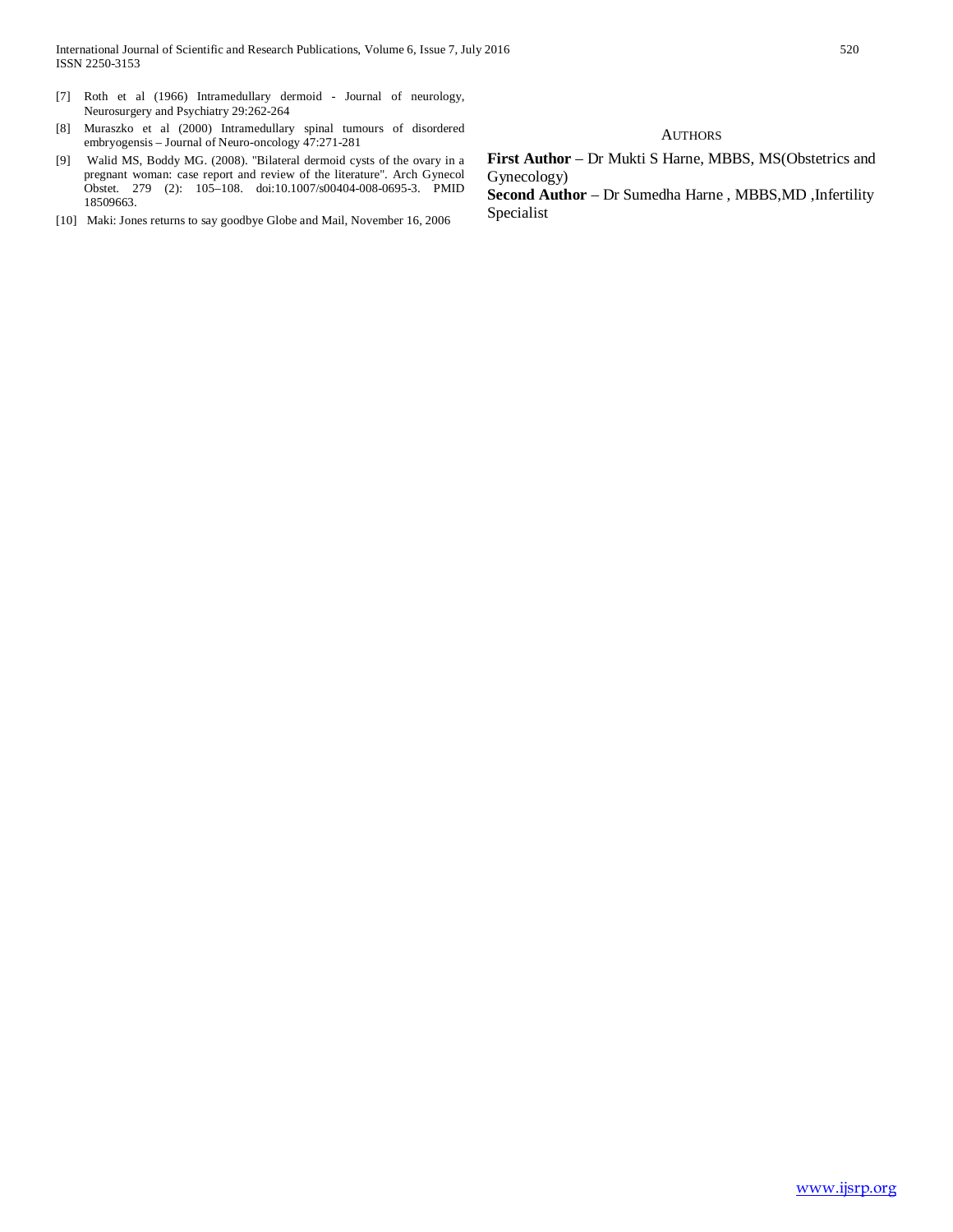[7] Roth et al (1966) Intramedullary dermoid - Journal of neurology, Neurosurgery and Psychiatry 29:262-264

[8] Muraszko et al (2000) Intramedullary spinal tumours of disordered embryogensis – Journal of Neuro-oncology 47:271-281

[9] Walid MS, Boddy MG. (2008). "Bilateral dermoid cysts of the ovary in a pregnant woman: case report and review of the literature". Arch Gynecol Obstet. 279 (2): 105–108. doi:10.1007/s00404-008-0695-3. PMID 18509663.

[10] Maki: Jones returns to say goodbye Globe and Mail, November 16, 2006

## AUTHORS

**First Author** – Dr Mukti S Harne, MBBS, MS(Obstetrics and Gynecology)

**Second Author** – Dr Sumedha Harne , MBBS,MD ,Infertility Specialist